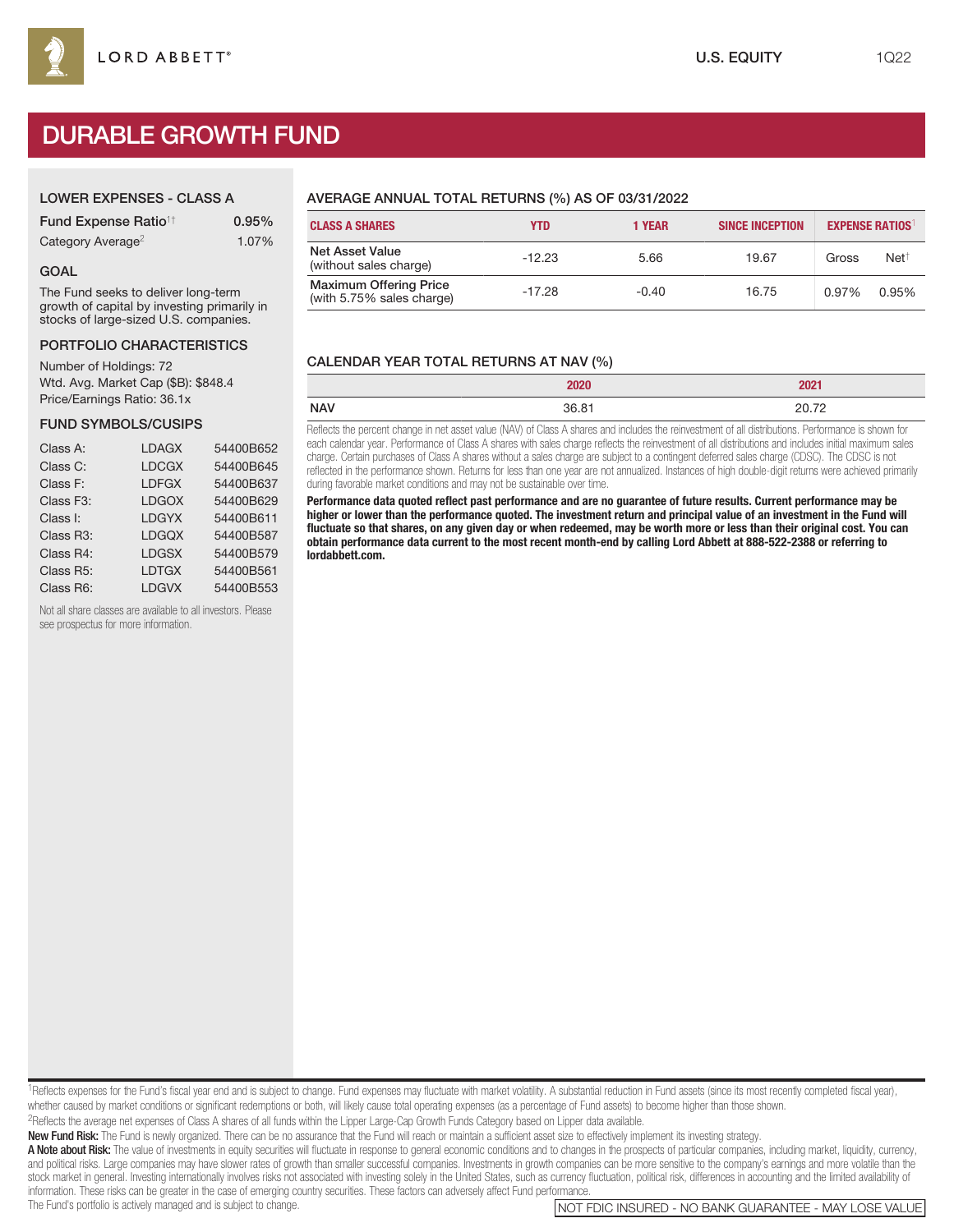LORD ABBETT®

U.S. EQUITY

1Q22

# DURABLE GROWTH FUND

## LOWER EXPENSES - CLASS A

| | |
|---|---|
| Fund Expense Ratio[1†] | 0.95% |
| Category Average[2] | 1.07% |

## GOAL

The Fund seeks to deliver long-term growth of capital by investing primarily in stocks of large-sized U.S. companies.

## PORTFOLIO CHARACTERISTICS

Number of Holdings: 72
Wtd. Avg. Market Cap ($B): $848.4
Price/Earnings Ratio: 36.1x

## FUND SYMBOLS/CUSIPS

| | | |
|---|---|---|
| Class A: | LDAGX | 54400B652 |
| Class C: | LDCGX | 54400B645 |
| Class F: | LDFGX | 54400B637 |
| Class F3: | LDGOX | 54400B629 |
| Class I: | LDGYX | 54400B611 |
| Class R3: | LDGQX | 54400B587 |
| Class R4: | LDGSX | 54400B579 |
| Class R5: | LDTGX | 54400B561 |
| Class R6: | LDGVX | 54400B553 |

Not all share classes are available to all investors. Please see prospectus for more information.

## AVERAGE ANNUAL TOTAL RETURNS (%) AS OF 03/31/2022

| CLASS A SHARES | YTD | 1 YEAR | SINCE INCEPTION | EXPENSE RATIOS[1] | |
|---|---|---|---|---|---|
| Net Asset Value (without sales charge) | -12.23 | 5.66 | 19.67 | Gross | Net[†] |
| Maximum Offering Price (with 5.75% sales charge) | -17.28 | -0.40 | 16.75 | 0.97% | 0.95% |

## CALENDAR YEAR TOTAL RETURNS AT NAV (%)

| | 2020 | 2021 |
|---|---|---|
| NAV | 36.81 | 20.72 |

Reflects the percent change in net asset value (NAV) of Class A shares and includes the reinvestment of all distributions. Performance is shown for each calendar year. Performance of Class A shares with sales charge reflects the reinvestment of all distributions and includes initial maximum sales charge. Certain purchases of Class A shares without a sales charge are subject to a contingent deferred sales charge (CDSC). The CDSC is not reflected in the performance shown. Returns for less than one year are not annualized. Instances of high double-digit returns were achieved primarily during favorable market conditions and may not be sustainable over time.

**Performance data quoted reflect past performance and are no guarantee of future results. Current performance may be higher or lower than the performance quoted. The investment return and principal value of an investment in the Fund will fluctuate so that shares, on any given day or when redeemed, may be worth more or less than their original cost. You can obtain performance data current to the most recent month-end by calling Lord Abbett at 888-522-2388 or referring to lordabbett.com.**

[1]Reflects expenses for the Fund's fiscal year end and is subject to change. Fund expenses may fluctuate with market volatility. A substantial reduction in Fund assets (since its most recently completed fiscal year), whether caused by market conditions or significant redemptions or both, will likely cause total operating expenses (as a percentage of Fund assets) to become higher than those shown.

[2]Reflects the average net expenses of Class A shares of all funds within the Lipper Large-Cap Growth Funds Category based on Lipper data available.

**New Fund Risk:** The Fund is newly organized. There can be no assurance that the Fund will reach or maintain a sufficient asset size to effectively implement its investing strategy.

**A Note about Risk:** The value of investments in equity securities will fluctuate in response to general economic conditions and to changes in the prospects of particular companies, including market, liquidity, currency, and political risks. Large companies may have slower rates of growth than smaller successful companies. Investments in growth companies can be more sensitive to the company's earnings and more volatile than the stock market in general. Investing internationally involves risks not associated with investing solely in the United States, such as currency fluctuation, political risk, differences in accounting and the limited availability of information. These risks can be greater in the case of emerging country securities. These factors can adversely affect Fund performance.

The Fund's portfolio is actively managed and is subject to change.

NOT FDIC INSURED - NO BANK GUARANTEE - MAY LOSE VALUE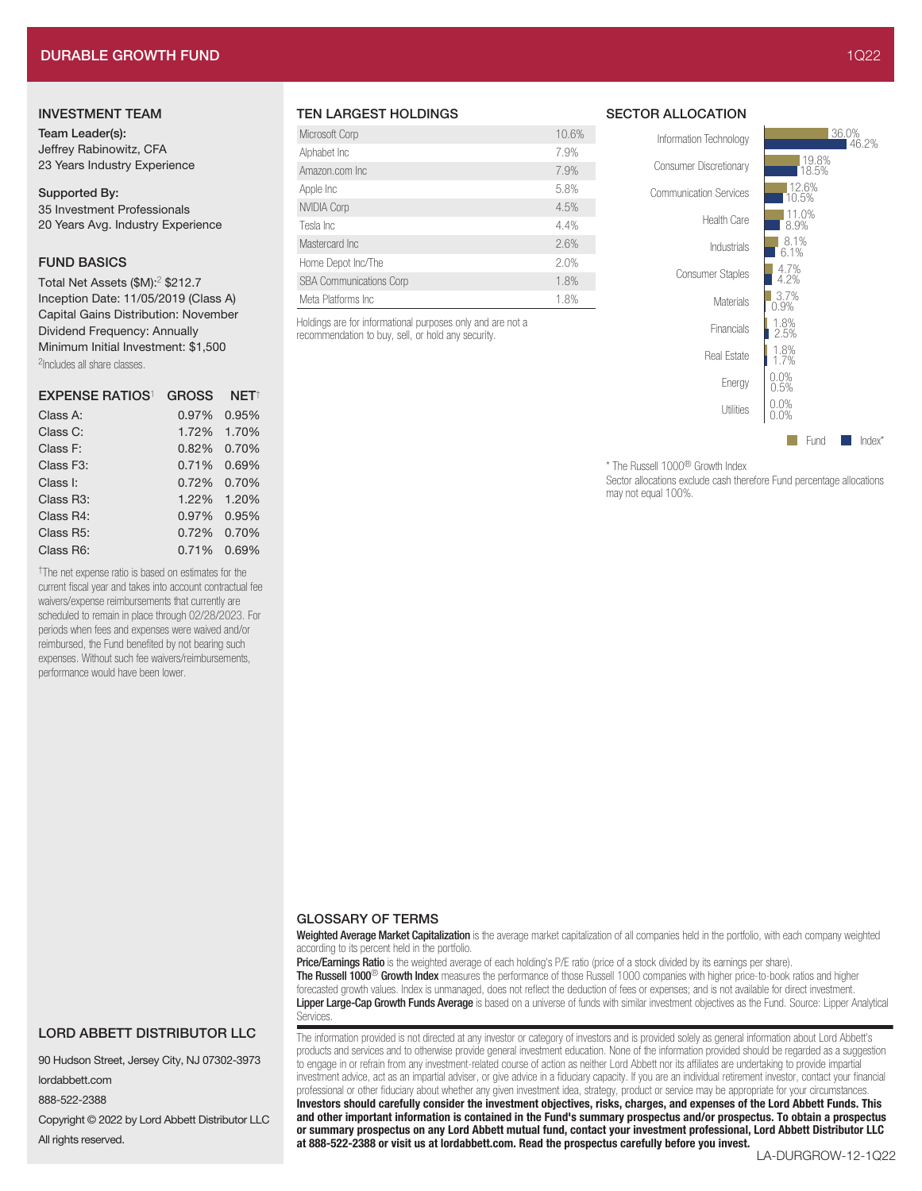## INVESTMENT TEAM

**Team Leader(s):**
Jeffrey Rabinowitz, CFA
23 Years Industry Experience

**Supported By:**
35 Investment Professionals
20 Years Avg. Industry Experience

## FUND BASICS

Total Net Assets ($M):[2] $212.7
Inception Date: 11/05/2019 (Class A)
Capital Gains Distribution: November
Dividend Frequency: Annually
Minimum Initial Investment: $1,500
[2]Includes all share classes.

| EXPENSE RATIOS[1] | GROSS | NET[†] |
|---|---|---|
| Class A: | 0.97% | 0.95% |
| Class C: | 1.72% | 1.70% |
| Class F: | 0.82% | 0.70% |
| Class F3: | 0.71% | 0.69% |
| Class I: | 0.72% | 0.70% |
| Class R3: | 1.22% | 1.20% |
| Class R4: | 0.97% | 0.95% |
| Class R5: | 0.72% | 0.70% |
| Class R6: | 0.71% | 0.69% |

[†]The net expense ratio is based on estimates for the current fiscal year and takes into account contractual fee waivers/expense reimbursements that currently are scheduled to remain in place through 02/28/2023. For periods when fees and expenses were waived and/or reimbursed, the Fund benefited by not bearing such expenses. Without such fee waivers/reimbursements, performance would have been lower.

## TEN LARGEST HOLDINGS

| | |
|---|---|
| Microsoft Corp | 10.6% |
| Alphabet Inc | 7.9% |
| Amazon.com Inc | 7.9% |
| Apple Inc | 5.8% |
| NVIDIA Corp | 4.5% |
| Tesla Inc | 4.4% |
| Mastercard Inc | 2.6% |
| Home Depot Inc/The | 2.0% |
| SBA Communications Corp | 1.8% |
| Meta Platforms Inc | 1.8% |

Holdings are for informational purposes only and are not a recommendation to buy, sell, or hold any security.

## SECTOR ALLOCATION

Information Technology 36.0% 46.2%
Consumer Discretionary 19.8% 18.5%
Communication Services 12.6% 10.5%
Health Care 11.0% 8.9%
Industrials 8.1% 6.1%
Consumer Staples 4.7% 4.2%
Materials 3.7% 0.9%
Financials 1.8% 2.5%
Real Estate 1.8% 1.7%
Energy 0.0% 0.5%
Utilities 0.0% 0.0%

Fund  Index*

\* The Russell 1000® Growth Index
Sector allocations exclude cash therefore Fund percentage allocations may not equal 100%.

## GLOSSARY OF TERMS

**Weighted Average Market Capitalization** is the average market capitalization of all companies held in the portfolio, with each company weighted according to its percent held in the portfolio.
**Price/Earnings Ratio** is the weighted average of each holding's P/E ratio (price of a stock divided by its earnings per share).
**The Russell 1000® Growth Index** measures the performance of those Russell 1000 companies with higher price-to-book ratios and higher forecasted growth values. Index is unmanaged, does not reflect the deduction of fees or expenses; and is not available for direct investment.
**Lipper Large-Cap Growth Funds Average** is based on a universe of funds with similar investment objectives as the Fund. Source: Lipper Analytical Services.

The information provided is not directed at any investor or category of investors and is provided solely as general information about Lord Abbett's products and services and to otherwise provide general investment education. None of the information provided should be regarded as a suggestion to engage in or refrain from any investment-related course of action as neither Lord Abbett nor its affiliates are undertaking to provide impartial investment advice, act as an impartial adviser, or give advice in a fiduciary capacity. If you are an individual retirement investor, contact your financial professional or other fiduciary about whether any given investment idea, strategy, product or service may be appropriate for your circumstances.
**Investors should carefully consider the investment objectives, risks, charges, and expenses of the Lord Abbett Funds. This and other important information is contained in the Fund's summary prospectus and/or prospectus. To obtain a prospectus or summary prospectus on any Lord Abbett mutual fund, contact your investment professional, Lord Abbett Distributor LLC at 888-522-2388 or visit us at lordabbett.com. Read the prospectus carefully before you invest.**

## LORD ABBETT DISTRIBUTOR LLC

90 Hudson Street, Jersey City, NJ 07302-3973

lordabbett.com

888-522-2388

Copyright © 2022 by Lord Abbett Distributor LLC
All rights reserved.

LA-DURGROW-12-1Q22